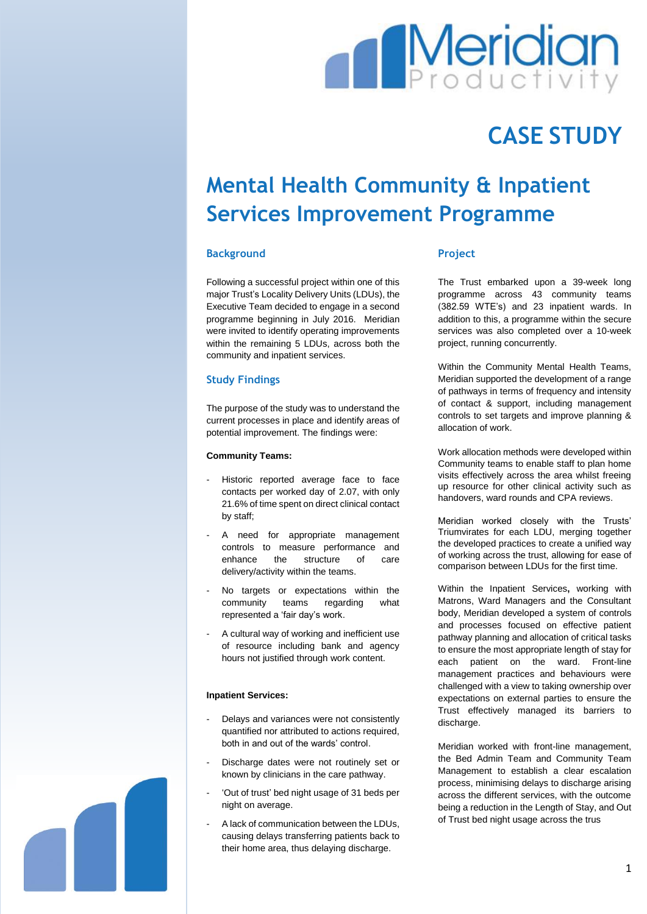# Meridian Productivity

## CASE STUDY

# Mental Health Community & Inpatient Services Improvement Programme

### Background

Following a successful project within one of this major Trust's Locality Delivery Units (LDUs), the Executive Team decided to engage in a second programme beginning in July 2016. Meridian were invited to identify operating improvements within the remaining 5 LDUs, across both the community and inpatient services.

### Study Findings

The purpose of the study was to understand the current processes in place and identify areas of potential improvement. The findings were:

**Community Teams:**

- Historic reported average face to face contacts per worked day of 2.07, with only 21.6% of time spent on direct clinical contact by staff;
- A need for appropriate management controls to measure performance and enhance the structure of care delivery/activity within the teams.
- No targets or expectations within the community teams regarding what represented a 'fair day's work.
- A cultural way of working and inefficient use of resource including bank and agency hours not justified through work content.

**Inpatient Services:**

- Delays and variances were not consistently quantified nor attributed to actions required, both in and out of the wards' control.
- Discharge dates were not routinely set or known by clinicians in the care pathway.
- 'Out of trust' bed night usage of 31 beds per night on average.
- A lack of communication between the LDUs, causing delays transferring patients back to their home area, thus delaying discharge.

### Project

The Trust embarked upon a 39-week long programme across 43 community teams (382.59 WTE's) and 23 inpatient wards. In addition to this, a programme within the secure services was also completed over a 10-week project, running concurrently.

Within the Community Mental Health Teams, Meridian supported the development of a range of pathways in terms of frequency and intensity of contact & support, including management controls to set targets and improve planning & allocation of work.

Work allocation methods were developed within Community teams to enable staff to plan home visits effectively across the area whilst freeing up resource for other clinical activity such as handovers, ward rounds and CPA reviews.

Meridian worked closely with the Trusts' Triumvirates for each LDU, merging together the developed practices to create a unified way of working across the trust, allowing for ease of comparison between LDUs for the first time.

Within the Inpatient Services**,** working with Matrons, Ward Managers and the Consultant body, Meridian developed a system of controls and processes focused on effective patient pathway planning and allocation of critical tasks to ensure the most appropriate length of stay for each patient on the ward. Front-line management practices and behaviours were challenged with a view to taking ownership over expectations on external parties to ensure the Trust effectively managed its barriers to discharge.

Meridian worked with front-line management, the Bed Admin Team and Community Team Management to establish a clear escalation process, minimising delays to discharge arising across the different services, with the outcome being a reduction in the Length of Stay, and Out of Trust bed night usage across the trus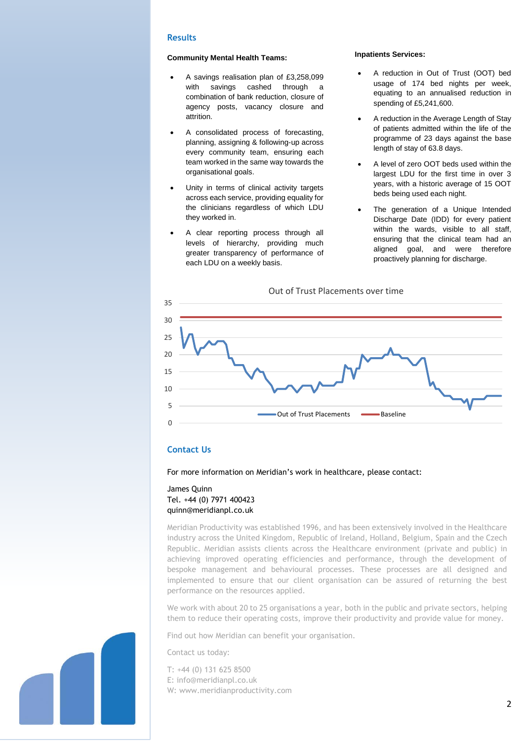## Results

### Community Mental Health Teams:

- A savings realisation plan of £3,258,099 with savings cashed through a combination of bank reduction, closure of agency posts, vacancy closure and attrition.
- A consolidated process of forecasting, planning, assigning & following-up across every community team, ensuring each team worked in the same way towards the organisational goals.
- Unity in terms of clinical activity targets across each service, providing equality for the clinicians regardless of which LDU they worked in.
- A clear reporting process through all levels of hierarchy, providing much greater transparency of performance of each LDU on a weekly basis.

### Inpatients Services:

- A reduction in Out of Trust (OOT) bed usage of 174 bed nights per week, equating to an annualised reduction in spending of £5,241,600.
- A reduction in the Average Length of Stay of patients admitted within the life of the programme of 23 days against the base length of stay of 63.8 days.
- A level of zero OOT beds used within the largest LDU for the first time in over 3 years, with a historic average of 15 OOT beds being used each night.
- The generation of a Unique Intended Discharge Date (IDD) for every patient within the wards, visible to all staff, ensuring that the clinical team had an aligned goal, and were therefore proactively planning for discharge.

Out of Trust Placements over time

35
30
25
20
15
10
5
0

Out of Trust Placements
Baseline

## Contact Us

For more information on Meridian's work in healthcare, please contact:

James Quinn
Tel. +44 (0) 7971 400423
quinn@meridianpl.co.uk

Meridian Productivity was established 1996, and has been extensively involved in the Healthcare industry across the United Kingdom, Republic of Ireland, Holland, Belgium, Spain and the Czech Republic. Meridian assists clients across the Healthcare environment (private and public) in achieving improved operating efficiencies and performance, through the development of bespoke management and behavioural processes. These processes are all designed and implemented to ensure that our client organisation can be assured of returning the best performance on the resources applied.

We work with about 20 to 25 organisations a year, both in the public and private sectors, helping them to reduce their operating costs, improve their productivity and provide value for money.

Find out how Meridian can benefit your organisation.

Contact us today:

T: +44 (0) 131 625 8500
E: info@meridianpl.co.uk
W: www.meridianproductivity.com